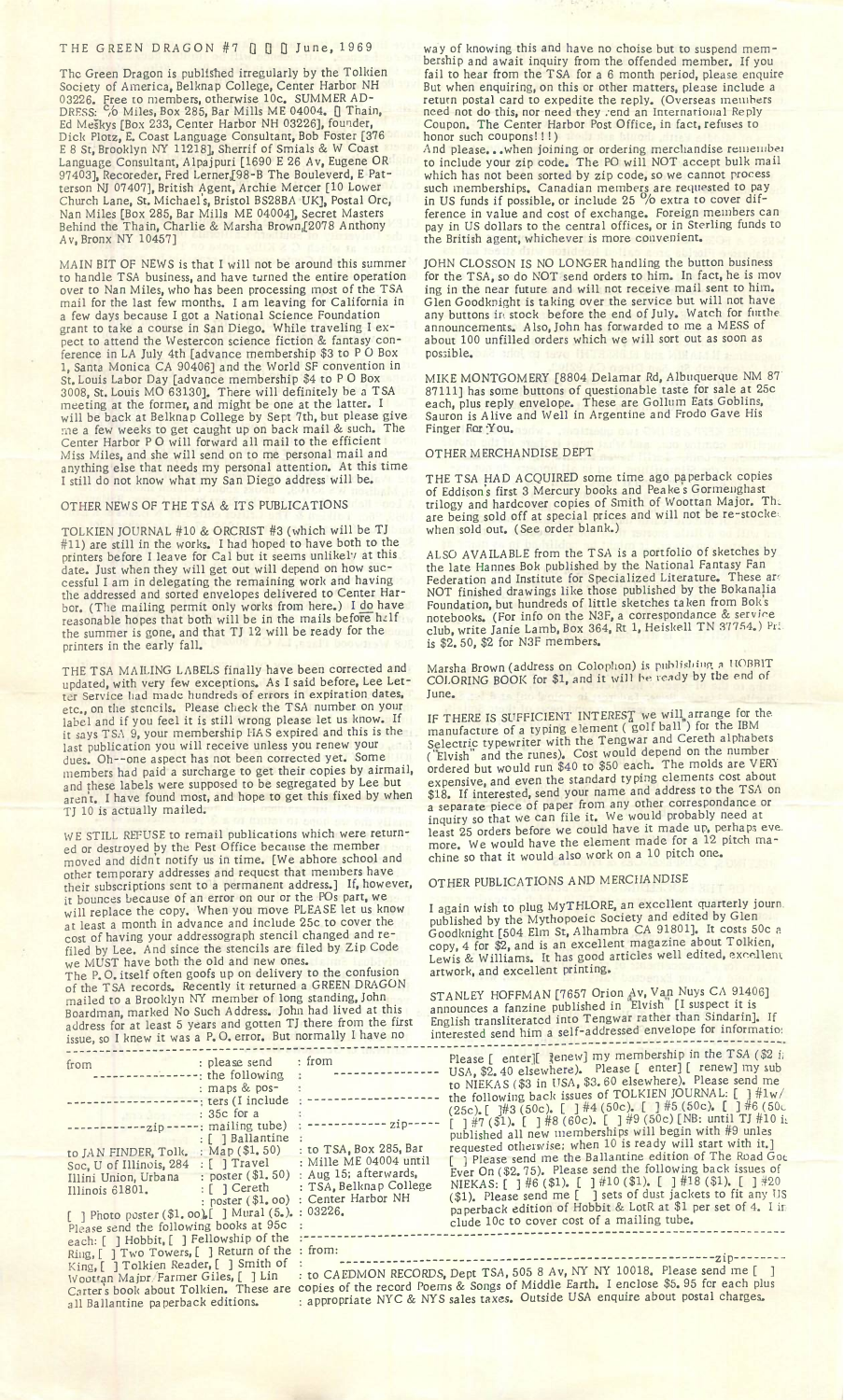# THE GREEN DRAGON #7 ▯ ▯ ▯ June, 1969

The Green Dragon is published irregularly by the Tolkien Society of America, Belknap College, Center Harbor NH 03226. Free to members, otherwise 10c. SUMMER ADDRESS: % Miles, Box 285, Bar Mills ME 04004. ▯ Thain, Ed Meškys [Box 233, Center Harbor NH 03226], founder, Dick Plotz, E. Coast Language Consultant, Bob Foster [376 E 8 St, Brooklyn NY 11218], Sherrif of Smials & W Coast Language Consultant, Alpajpuri [1690 E 26 Av, Eugene OR 97403], Recoreder, Fred Lerner [98-B The Boulevard, E Paterson NJ 07407], British Agent, Archie Mercer [10 Lower Church Lane, St. Michael's, Bristol BS28BA UK], Postal Orc, Nan Miles [Box 285, Bar Mills ME 04004], Secret Masters Behind the Thain, Charlie & Marsha Brown [2078 Anthony Av, Bronx NY 10457]

MAIN BIT OF NEWS is that I will not be around this summer to handle TSA business, and have turned the entire operation over to Nan Miles, who has been processing most of the TSA mail for the last few months. I am leaving for California in a few days because I got a National Science Foundation grant to take a course in San Diego. While traveling I expect to attend the Westercon science fiction & fantasy conference in LA July 4th [advance membership $3 to P O Box 1, Santa Monica CA 90406] and the World SF convention in St. Louis Labor Day [advance membership $4 to P O Box 3008, St. Louis MO 63130]. There will definitely be a TSA meeting at the former, and might be one at the latter. I will be back at Belknap College by Sept 7th, but please give me a few weeks to get caught up on back mail & such. The Center Harbor P O will forward all mail to the efficient Miss Miles, and she will send on to me personal mail and anything else that needs my personal attention. At this time I still do not know what my San Diego address will be.

## OTHER NEWS OF THE TSA & ITS PUBLICATIONS

TOLKIEN JOURNAL #10 & ORCRIST #3 (which will be TJ #11) are still in the works. I had hoped to have both to the printers before I leave for Cal but it seems unlikely at this date. Just when they will get out will depend on how successful I am in delegating the remaining work and having the addressed and sorted envelopes delivered to Center Harbor. (The mailing permit only works from here.) I do have reasonable hopes that both will be in the mails before half the summer is gone, and that TJ 12 will be ready for the printers in the early fall.

THE TSA MAILING LABELS finally have been corrected and updated, with very few exceptions. As I said before, Lee Letter Service had made hundreds of errors in expiration dates, etc., on the stencils. Please check the TSA number on your label and if you feel it is still wrong please let us know. If it says TSA 9, your membership HAS expired and this is the last publication you will receive unless you renew your dues. Oh--one aspect has not been corrected yet. Some members had paid a surcharge to get their copies by airmail, and these labels were supposed to be segregated by Lee but aren't. I have found most, and hope to get this fixed by when TJ 10 is actually mailed.

WE STILL REFUSE to remail publications which were returned or destroyed by the Pest Office because the member moved and didn't notify us in time. [We abhore school and other temporary addresses and request that members have their subscriptions sent to a permanent address.] If, however, it bounces because of an error on our or the POs part, we will replace the copy. When you move PLEASE let us know at least a month in advance and include 25c to cover the cost of having your addressograph stencil changed and refiled by Lee. And since the stencils are filed by Zip Code we MUST have both the old and new ones.
The P. O. itself often goofs up on delivery to the confusion of the TSA records. Recently it returned a GREEN DRAGON mailed to a Brooklyn NY member of long standing, John Boardman, marked No Such Address. John had lived at this address for at least 5 years and gotten TJ there from the first issue, so I knew it was a P. O. error. But normally I have no way of knowing this and have no choise but to suspend membership and await inquiry from the offended member. If you fail to hear from the TSA for a 6 month period, please enquire But when enquiring, on this or other matters, please include a return postal card to expedite the reply. (Overseas members need not do this, nor need they send an International Reply Coupon. The Center Harbor Post Office, in fact, refuses to honor such coupons!!!)
And please...when joining or ordering merchandise remember to include your zip code. The PO will NOT accept bulk mail which has not been sorted by zip code, so we cannot process such memberships. Canadian members are requested to pay in US funds if possible, or include 25 % extra to cover difference in value and cost of exchange. Foreign members can pay in US dollars to the central offices, or in Sterling funds to the British agent, whichever is more convenient.

JOHN CLOSSON IS NO LONGER handling the button business for the TSA, so do NOT send orders to him. In fact, he is moving in the near future and will not receive mail sent to him. Glen Goodknight is taking over the service but will not have any buttons in stock before the end of July. Watch for further announcements. Also, John has forwarded to me a MESS of about 100 unfilled orders which we will sort out as soon as possible.

MIKE MONTGOMERY [8804 Delamar Rd, Albuquerque NM 87111] has some buttons of questionable taste for sale at 25c each, plus reply envelope. These are Gollum Eats Goblins, Sauron is Alive and Well in Argentine and Frodo Gave His Finger For You.

## OTHER MERCHANDISE DEPT

THE TSA HAD ACQUIRED some time ago paperback copies of Eddison's first 3 Mercury books and Peake's Gormenghast trilogy and hardcover copies of Smith of Wootton Major. They are being sold off at special prices and will not be re-stocked when sold out. (See order blank.)

ALSO AVAILABLE from the TSA is a portfolio of sketches by the late Hannes Bok published by the National Fantasy Fan Federation and Institute for Specialized Literature. These are NOT finished drawings like those published by the Bokanalia Foundation, but hundreds of little sketches taken from Bok's notebooks. (For info on the N3F, a correspondance & service club, write Janie Lamb, Box 364, Rt 1, Heiskell TN 37754.) Price is $2.50, $2 for N3F members.

Marsha Brown (address on Colophon) is publishing a HOBBIT COLORING BOOK for $1, and it will be ready by the end of June.

IF THERE IS SUFFICIENT INTEREST we will arrange for the manufacture of a typing element ("golf ball") for the IBM Selectric typewriter with the Tengwar and Cereth alphabets ("Elvish" and the runes). Cost would depend on the number ordered but would run $40 to $50 each. The molds are VERY expensive, and even the standard typing elements cost about $18. If interested, send your name and address to the TSA on a separate piece of paper from any other correspondence or inquiry so that we can file it. We would probably need at least 25 orders before we could have it made up, perhaps even more. We would have the element made for a 12 pitch machine so that it would also work on a 10 pitch one.

## OTHER PUBLICATIONS AND MERCHANDISE

I again wish to plug MyTHLORE, an excellent quarterly journal published by the Mythopoeic Society and edited by Glen Goodknight [504 Elm St, Alhambra CA 91801]. It costs 50c a copy, 4 for $2, and is an excellent magazine about Tolkien, Lewis & Williams. It has good articles well edited, excellent artwork, and excellent printing.

STANLEY HOFFMAN [7657 Orion Av, Van Nuys CA 91406] announces a fanzine published in "Elvish" [I suspect it is English transliterated into Tengwar rather than Sindarin]. If interested send him a self-addressed envelope for information.

---

from ____________ : please send the following maps & posters (I include 35c for a mailing tube)
____________ zip ____
to JAN FINDER, Tolk. Soc, U of Illinois, 284 Illini Union, Urbana Illinois 61801.
[ ] Ballantine Map ($1.50) [ ] Travel poster ($1.50) [ ] Cereth poster ($1.00) [ ] Photo poster ($1.00), [ ] Mural (5.).

from ____________ zip ____
to TSA, Box 285, Bar Mille ME 04004 until Aug 15; afterwards, TSA, Belknap College Center Harbor NH 03226.

Please send the following books at 95c each: [ ] Hobbit, [ ] Fellowship of the Ring, [ ] Two Towers, [ ] Return of the King, [ ] Tolkien Reader, [ ] Smith of Wootton Major/Farmer Giles, [ ] Lin Carter's book about Tolkien. These are all Ballantine paperback editions.

Please [ enter] [ renew] my membership in the TSA ($2 in USA, $2.40 elsewhere). Please [ enter] [ renew] my sub to NIEKAS ($3 in USA, $3.60 elsewhere). Please send me the following back issues of TOLKIEN JOURNAL: [ ] #1w/ (25c). [ ] #3 (50c). [ ] #4 (50c). [ ] #5 (50c). [ ] #6 (50c) [ ] #7 ($1). [ ] #8 (60c). [ ] #9 (50c) [NB: until TJ #10 is published all new memberships will begin with #9 unless requested otherwise; when 10 is ready will start with it.] [ ] Please send me the Ballantine edition of The Road Goes Ever On ($2.75). Please send the following back issues of NIEKAS: [ ] #6 ($1). [ ] #10 ($1). [ ] #18 ($1). [ ] #20 ($1). Please send me [ ] sets of dust jackets to fit any US paperback edition of Hobbit & LotR at $1 per set of 4. I include 10c to cover cost of a mailing tube.

from: ____________ zip ____
to CAEDMON RECORDS, Dept TSA, 505 8 Av, NY NY 10018. Please send me [ ] copies of the record Poems & Songs of Middle Earth. I enclose $5.95 for each plus appropriate NC & NYS sales taxes. Outside USA enquire about postal charges.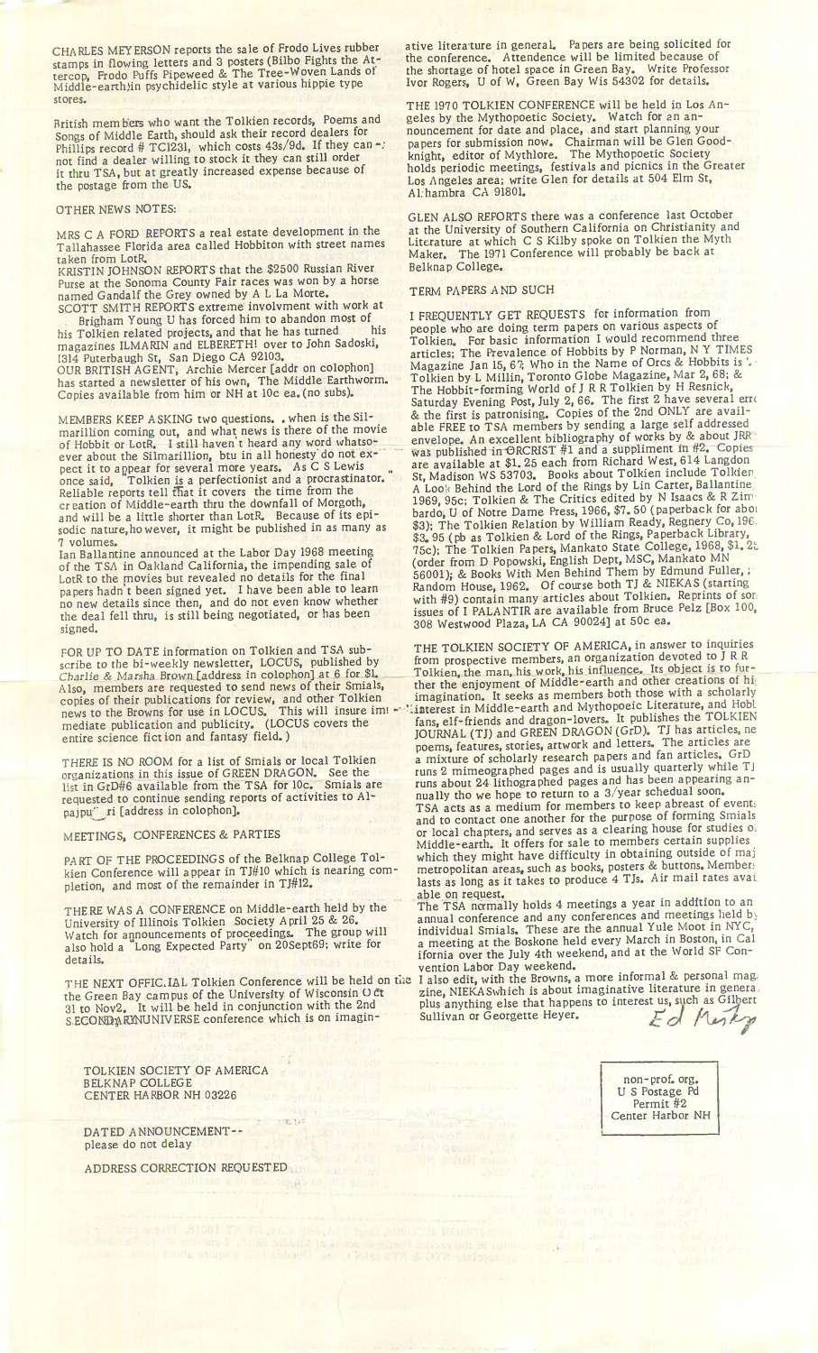CHARLES MEYERSON reports the sale of Frodo Lives rubber stamps in flowing letters and 3 posters (Bilbo Fights the Attercop, Frodo Puffs Pipeweed & The Tree-Woven Lands of Middle-earth)in psychidelic style at various hippie type stores.

British members who want the Tolkien records, Poems and Songs of Middle Earth, should ask their record dealers for Phillips record # TC1231, which costs 43s/9d. If they cannot find a dealer willing to stock it they can still order it thru TSA, but at greatly increased expense because of the postage from the US.

OTHER NEWS NOTES:

MRS C A FORD REPORTS a real estate development in the Tallahassee Florida area called Hobbiton with street names taken from LotR.

KRISTIN JOHNSON REPORTS that the $2500 Russian River Purse at the Sonoma County Fair races was won by a horse named Gandalf the Grey owned by A L La Morte.

SCOTT SMITH REPORTS extreme involvment with work at Brigham Young U has forced him to abandon most of his Tolkien related projects, and that he has turned his magazines ILMARIN and ELBERETH! over to John Sadoski, 1314 Puterbaugh St, San Diego CA 92103.

OUR BRITISH AGENT, Archie Mercer [addr on colophon] has started a newsletter of his own, The Middle Earthworm. Copies available from him or NH at 10c ea. (no subs).

MEMBERS KEEP ASKING two questions. , when is the Silmarillion coming out, and what news is there of the movie of Hobbit or LotR. I still haven't heard any word whatsoever about the Silmarillion, btu in all honesty do not expect it to appear for several more years. As C S Lewis once said, "Tolkien is a perfectionist and a procrastinator." Reliable reports tell that it covers the time from the creation of Middle-earth thru the downfall of Morgoth, and will be a little shorter than LotR. Because of its episodic nature, however, it might be published in as many as 7 volumes.

Ian Ballantine announced at the Labor Day 1968 meeting of the TSA in Oakland California, the impending sale of LotR to the movies but revealed no details for the final papers hadn't been signed yet. I have been able to learn no new details since then, and do not even know whether the deal fell thru, is still being negotiated, or has been signed.

FOR UP TO DATE information on Tolkien and TSA subscribe to the bi-weekly newsletter, LOCUS, published by *Charlie & Marsha* Brown [address in colophon] at 6 for $1. Also, members are requested to send news of their Smials, copies of their publications for review, and other Tolkien news to the Browns for use in LOCUS. This will insure immediate publication and publicity. (LOCUS covers the entire science fiction and fantasy field.)

THERE IS NO ROOM for a list of Smials or local Tolkien organizations in this issue of GREEN DRAGON. See the list in GrD#6 available from the TSA for 10c. Smials are requested to continue sending reports of activities to Alpajpuri [address in colophon].

MEETINGS, CONFERENCES & PARTIES

PART OF THE PROCEEDINGS of the Belknap College Tolkien Conference will appear in TJ#10 which is nearing completion, and most of the remainder in TJ#12.

THERE WAS A CONFERENCE on Middle-earth held by the University of Illinois Tolkien Society April 25 & 26. Watch for announcements of proceedings. The group will also hold a "Long Expected Party" on 20Sept69; write for details.

THE NEXT OFFICIAL Tolkien Conference will be held on the Green Bay campus of the University of Wisconsin Oct 31 to Nov2. It will be held in conjunction with the 2nd SECONDARY UNIVERSE conference which is on imaginative literature in general. Papers are being solicited for the conference. Attendence will be limited because of the shortage of hotel space in Green Bay. Write Professor Ivor Rogers, U of W, Green Bay Wis 54302 for details.

THE 1970 TOLKIEN CONFERENCE will be held in Los Angeles by the Mythopoetic Society. Watch for an announcement for date and place, and start planning your papers for submission now. Chairman will be Glen Goodknight, editor of Mythlore. The Mythopoetic Society holds periodic meetings, festivals and picnics in the Greater Los Angeles area; write Glen for details at 504 Elm St, Alhambra CA 91801.

GLEN ALSO REPORTS there was a conference last October at the University of Southern California on Christianity and Literature at which C S Kilby spoke on Tolkien the Myth Maker. The 1971 Conference will probably be back at Belknap College.

TERM PAPERS AND SUCH

I FREQUENTLY GET REQUESTS for information from people who are doing term papers on various aspects of Tolkien. For basic information I would recommend three articles; The Prevalence of Hobbits by P Norman, N Y TIMES Magazine Jan 15, 67; Who in the Name of Orcs & Hobbits is Tolkien by L Millin, Toronto Globe Magazine, Mar 2, 68; & The Hobbit-forming World of J R R Tolkien by H Resnick, Saturday Evening Post, July 2, 66. The first 2 have several errors & the first is patronising. Copies of the 2nd ONLY are available FREE to TSA members by sending a large self addressed envelope. An excellent bibliography of works by & about JRRT was published in ORCRIST #1 and a suppliment in #2. Copies are available at $1.25 each from Richard West, 614 Langdon St, Madison WS 53703. Books about Tolkien include Tolkien, A Look Behind the Lord of the Rings by Lin Carter, Ballantine, 1969, 95c; Tolkien & The Critics edited by N Isaacs & R Zimbardo, U of Notre Dame Press, 1966, $7.50 (paperback for about $3); The Tolkien Relation by William Ready, Regnery Co, 196_, $3.95 (pb as Tolkien & Lord of the Rings, Paperback Library, 75c); The Tolkien Papers, Mankato State College, 1968, $1.2_ (order from D Popowski, English Dept, MSC, Mankato MN 56001); & Books With Men Behind Them by Edmund Fuller, Random House, 1962. Of course both TJ & NIEKAS (starting with #9) contain many articles about Tolkien. Reprints of some issues of I PALANTIR are available from Bruce Pelz [Box 100, 308 Westwood Plaza, LA CA 90024] at 50c ea.

THE TOLKIEN SOCIETY OF AMERICA, in answer to inquiries from prospective members, an organization devoted to J R R Tolkien, the man, his work, his influence. Its object is to further the enjoyment of Middle-earth and other creations of his imagination. It seeks as members both those with a scholarly interest in Middle-earth and Mythopoeic Literature, and Hobbit fans, elf-friends and dragon-lovers. It publishes the TOLKIEN JOURNAL (TJ) and GREEN DRAGON (GrD). TJ has articles, news, poems, features, stories, artwork and letters. The articles are a mixture of scholarly research papers and fan articles. GrD runs 2 mimeographed pages and is usually quarterly while TJ runs about 24 lithographed pages and has been appearing annually tho we hope to return to a 3/year schedual soon. TSA acts as a medium for members to keep abreast of events and to contact one another for the purpose of forming Smials or local chapters, and serves as a clearing house for studies of Middle-earth. It offers for sale to members certain supplies which they might have difficulty in obtaining outside of major metropolitan areas, such as books, posters & buttons. Membership lasts as long as it takes to produce 4 TJs. Air mail rates available on request.

The TSA normally holds 4 meetings a year in addition to an annual conference and any conferences and meetings held by individual Smials. These are the annual Yule Moot in NYC, a meeting at the Boskone held every March in Boston, in California over the July 4th weekend, and at the World SF Convention Labor Day weekend.

I also edit, with the Browns, a more informal & personal magazine, NIEKAS which is about imaginative literature in general, plus anything else that happens to interest us, such as Gilbert & Sullivan or Georgette Heyer.

Ed Meskys

TOLKIEN SOCIETY OF AMERICA
BELKNAP COLLEGE
CENTER HARBOR NH 03226

DATED ANNOUNCEMENT--
please do not delay

ADDRESS CORRECTION REQUESTED

non-prof. org.
U S Postage Pd
Permit #2
Center Harbor NH